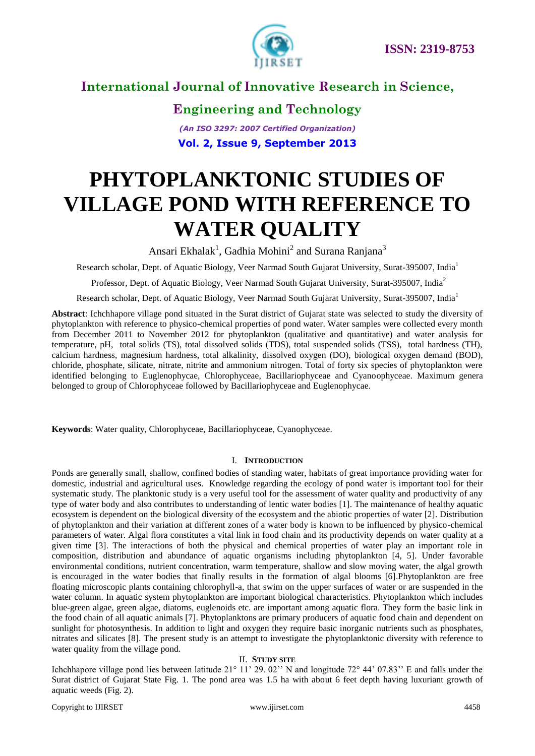# PHYTOPLANKTONIC STUDIES OF VILLAGE POND WITH REFERENCE TO WATER QUALITY

Ansari Ekhalak[1], Gadhia Mohini[2] and Surana Ranjana[3]

Research scholar, Dept. of Aquatic Biology, Veer Narmad South Gujarat University, Surat-395007, India[1]

Professor, Dept. of Aquatic Biology, Veer Narmad South Gujarat University, Surat-395007, India[2]

Research scholar, Dept. of Aquatic Biology, Veer Narmad South Gujarat University, Surat-395007, India[1]

**Abstract**: Ichchhapore village pond situated in the Surat district of Gujarat state was selected to study the diversity of phytoplankton with reference to physico-chemical properties of pond water. Water samples were collected every month from December 2011 to November 2012 for phytoplankton (qualitative and quantitative) and water analysis for temperature, pH, total solids (TS), total dissolved solids (TDS), total suspended solids (TSS), total hardness (TH), calcium hardness, magnesium hardness, total alkalinity, dissolved oxygen (DO), biological oxygen demand (BOD), chloride, phosphate, silicate, nitrate, nitrite and ammonium nitrogen. Total of forty six species of phytoplankton were identified belonging to Euglenophycae, Chlorophyceae, Bacillariophyceae and Cyanoophyceae. Maximum genera belonged to group of Chlorophyceae followed by Bacillariophyceae and Euglenophycae.

**Keywords**: Water quality, Chlorophyceae, Bacillariophyceae, Cyanophyceae.

## I. INTRODUCTION

Ponds are generally small, shallow, confined bodies of standing water, habitats of great importance providing water for domestic, industrial and agricultural uses. Knowledge regarding the ecology of pond water is important tool for their systematic study. The planktonic study is a very useful tool for the assessment of water quality and productivity of any type of water body and also contributes to understanding of lentic water bodies [1]. The maintenance of healthy aquatic ecosystem is dependent on the biological diversity of the ecosystem and the abiotic properties of water [2]. Distribution of phytoplankton and their variation at different zones of a water body is known to be influenced by physico-chemical parameters of water. Algal flora constitutes a vital link in food chain and its productivity depends on water quality at a given time [3]. The interactions of both the physical and chemical properties of water play an important role in composition, distribution and abundance of aquatic organisms including phytoplankton [4, 5]. Under favorable environmental conditions, nutrient concentration, warm temperature, shallow and slow moving water, the algal growth is encouraged in the water bodies that finally results in the formation of algal blooms [6].Phytoplankton are free floating microscopic plants containing chlorophyll-a, that swim on the upper surfaces of water or are suspended in the water column. In aquatic system phytoplankton are important biological characteristics. Phytoplankton which includes blue-green algae, green algae, diatoms, euglenoids etc. are important among aquatic flora. They form the basic link in the food chain of all aquatic animals [7]. Phytoplanktons are primary producers of aquatic food chain and dependent on sunlight for photosynthesis. In addition to light and oxygen they require basic inorganic nutrients such as phosphates, nitrates and silicates [8]. The present study is an attempt to investigate the phytoplanktonic diversity with reference to water quality from the village pond.

## II. STUDY SITE

Ichchhapore village pond lies between latitude 21° 11' 29. 02'' N and longitude 72° 44' 07.83'' E and falls under the Surat district of Gujarat State Fig. 1. The pond area was 1.5 ha with about 6 feet depth having luxuriant growth of aquatic weeds (Fig. 2).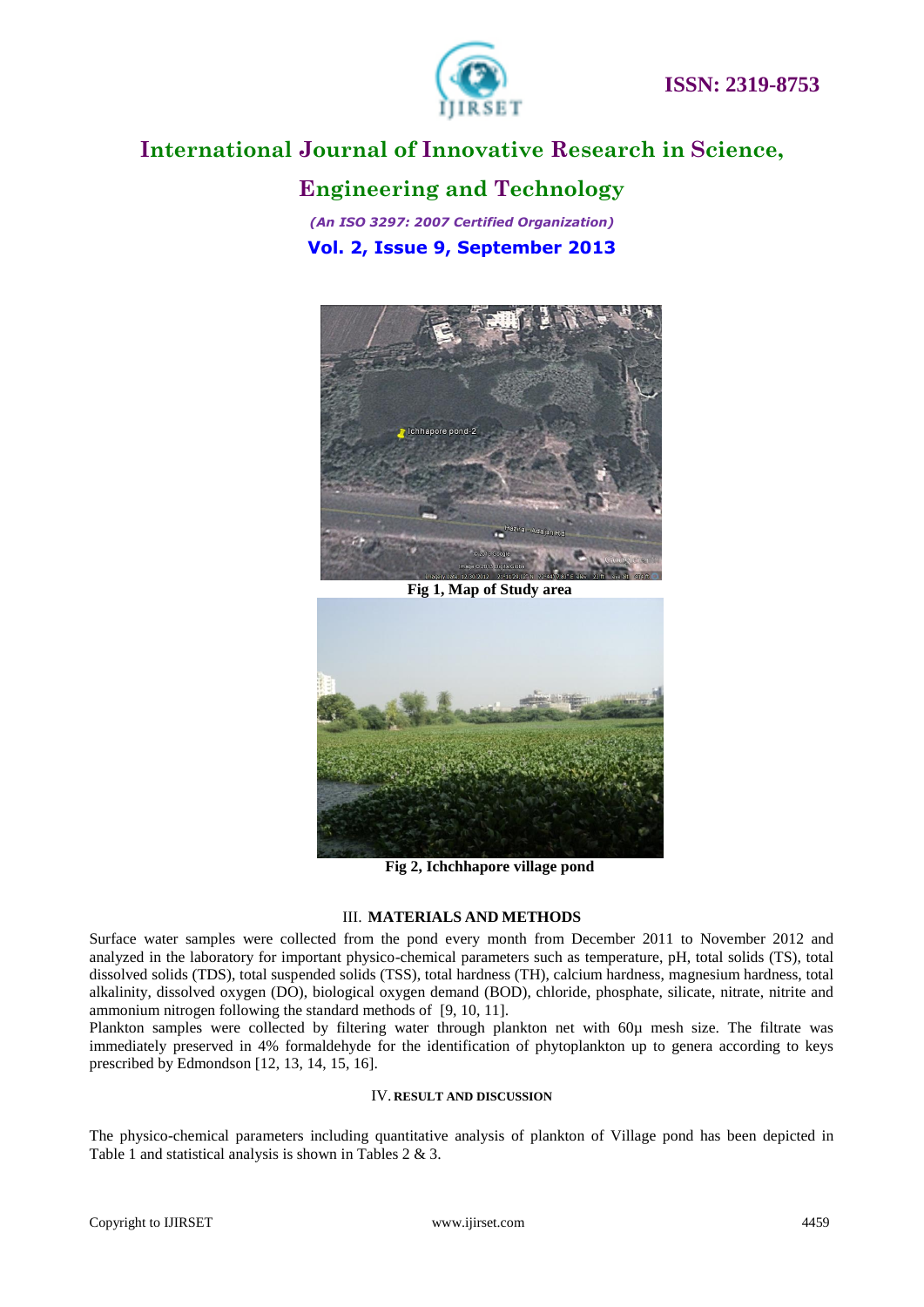Fig 1, Map of Study area

Fig 2, Ichchhapore village pond

## III. MATERIALS AND METHODS

Surface water samples were collected from the pond every month from December 2011 to November 2012 and analyzed in the laboratory for important physico-chemical parameters such as temperature, pH, total solids (TS), total dissolved solids (TDS), total suspended solids (TSS), total hardness (TH), calcium hardness, magnesium hardness, total alkalinity, dissolved oxygen (DO), biological oxygen demand (BOD), chloride, phosphate, silicate, nitrate, nitrite and ammonium nitrogen following the standard methods of [9, 10, 11].

Plankton samples were collected by filtering water through plankton net with 60μ mesh size. The filtrate was immediately preserved in 4% formaldehyde for the identification of phytoplankton up to genera according to keys prescribed by Edmondson [12, 13, 14, 15, 16].

## IV. RESULT AND DISCUSSION

The physico-chemical parameters including quantitative analysis of plankton of Village pond has been depicted in Table 1 and statistical analysis is shown in Tables 2 & 3.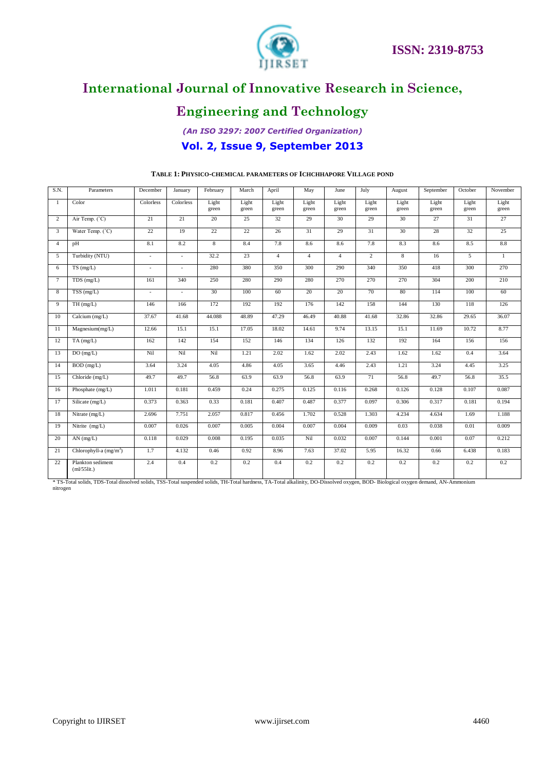**TABLE 1: PHYSICO-CHEMICAL PARAMETERS OF ICHCHHAPORE VILLAGE POND**

| S.N. | Parameters | December | January | February | March | April | May | June | July | August | September | October | November |
|---|---|---|---|---|---|---|---|---|---|---|---|---|---|
| 1 | Color | Colorless | Colorless | Light green | Light green | Light green | Light green | Light green | Light green | Light green | Light green | Light green | Light green |
| 2 | Air Temp. (˚C) | 21 | 21 | 20 | 25 | 32 | 29 | 30 | 29 | 30 | 27 | 31 | 27 |
| 3 | Water Temp. (˚C) | 22 | 19 | 22 | 22 | 26 | 31 | 29 | 31 | 30 | 28 | 32 | 25 |
| 4 | pH | 8.1 | 8.2 | 8 | 8.4 | 7.8 | 8.6 | 8.6 | 7.8 | 8.3 | 8.6 | 8.5 | 8.8 |
| 5 | Turbidity (NTU) | - | - | 32.2 | 23 | 4 | 4 | 4 | 2 | 8 | 16 | 5 | 1 |
| 6 | TS (mg/L) | - | - | 280 | 380 | 350 | 300 | 290 | 340 | 350 | 418 | 300 | 270 |
| 7 | TDS (mg/L) | 161 | 340 | 250 | 280 | 290 | 280 | 270 | 270 | 270 | 304 | 200 | 210 |
| 8 | TSS (mg/L) | - | - | 30 | 100 | 60 | 20 | 20 | 70 | 80 | 114 | 100 | 60 |
| 9 | TH (mg/L) | 146 | 166 | 172 | 192 | 192 | 176 | 142 | 158 | 144 | 130 | 118 | 126 |
| 10 | Calcium (mg/L) | 37.67 | 41.68 | 44.088 | 48.89 | 47.29 | 46.49 | 40.88 | 41.68 | 32.86 | 32.86 | 29.65 | 36.07 |
| 11 | Magnesium(mg/L) | 12.66 | 15.1 | 15.1 | 17.05 | 18.02 | 14.61 | 9.74 | 13.15 | 15.1 | 11.69 | 10.72 | 8.77 |
| 12 | TA (mg/L) | 162 | 142 | 154 | 152 | 146 | 134 | 126 | 132 | 192 | 164 | 156 | 156 |
| 13 | DO (mg/L) | Nil | Nil | Nil | 1.21 | 2.02 | 1.62 | 2.02 | 2.43 | 1.62 | 1.62 | 0.4 | 3.64 |
| 14 | BOD (mg/L) | 3.64 | 3.24 | 4.05 | 4.86 | 4.05 | 3.65 | 4.46 | 2.43 | 1.21 | 3.24 | 4.45 | 3.25 |
| 15 | Chloride (mg/L) | 49.7 | 49.7 | 56.8 | 63.9 | 63.9 | 56.8 | 63.9 | 71 | 56.8 | 49.7 | 56.8 | 35.5 |
| 16 | Phosphate (mg/L) | 1.011 | 0.181 | 0.459 | 0.24 | 0.275 | 0.125 | 0.116 | 0.268 | 0.126 | 0.128 | 0.107 | 0.087 |
| 17 | Silicate (mg/L) | 0.373 | 0.363 | 0.33 | 0.181 | 0.407 | 0.487 | 0.377 | 0.097 | 0.306 | 0.317 | 0.181 | 0.194 |
| 18 | Nitrate (mg/L) | 2.696 | 7.751 | 2.057 | 0.817 | 0.456 | 1.702 | 0.528 | 1.303 | 4.234 | 4.634 | 1.69 | 1.188 |
| 19 | Nitrite (mg/L) | 0.007 | 0.026 | 0.007 | 0.005 | 0.004 | 0.007 | 0.004 | 0.009 | 0.03 | 0.038 | 0.01 | 0.009 |
| 20 | AN (mg/L) | 0.118 | 0.029 | 0.008 | 0.195 | 0.035 | Nil | 0.032 | 0.007 | 0.144 | 0.001 | 0.07 | 0.212 |
| 21 | Chlorophyll-a (mg/m$^3$) | 1.7 | 4.132 | 0.46 | 0.92 | 8.96 | 7.63 | 37.02 | 5.95 | 16.32 | 0.66 | 6.438 | 0.183 |
| 22 | Plankton sediment (ml/55lit.) | 2.4 | 0.4 | 0.2 | 0.2 | 0.4 | 0.2 | 0.2 | 0.2 | 0.2 | 0.2 | 0.2 | 0.2 |

* TS-Total solids, TDS-Total dissolved solids, TSS-Total suspended solids, TH-Total hardness, TA-Total alkalinity, DO-Dissolved oxygen, BOD- Biological oxygen demand, AN-Ammonium nitrogen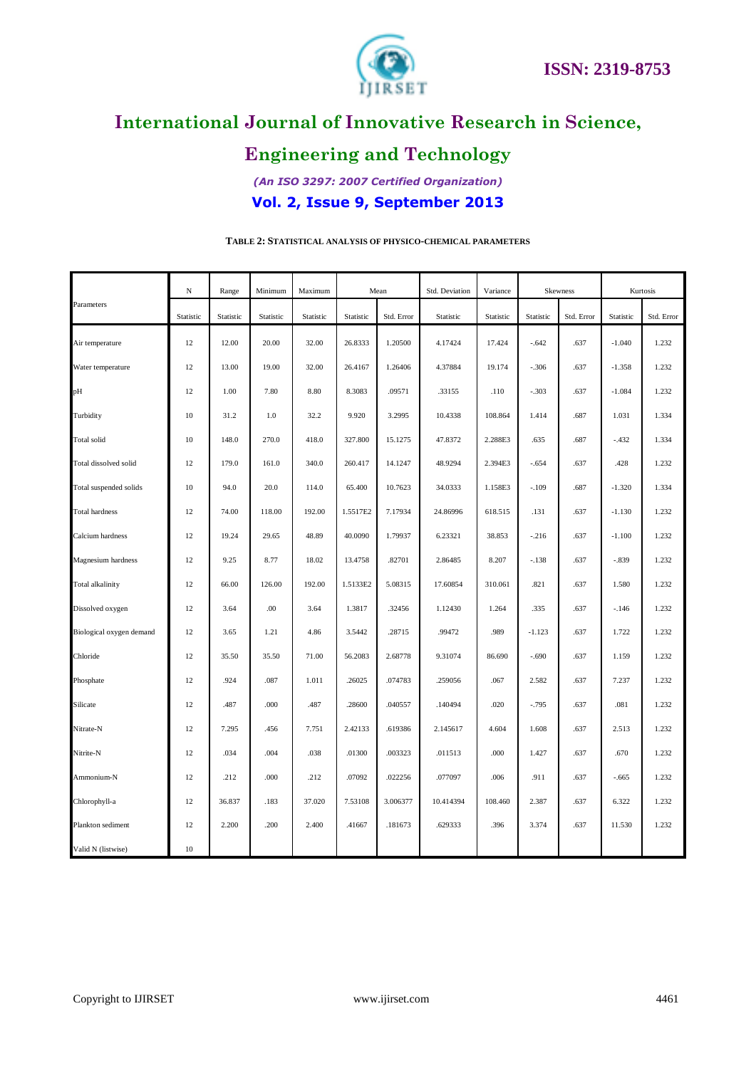**TABLE 2: STATISTICAL ANALYSIS OF PHYSICO-CHEMICAL PARAMETERS**

| Parameters | N | Range | Minimum | Maximum | Mean | | Std. Deviation | Variance | Skewness | | Kurtosis | |
|---|---|---|---|---|---|---|---|---|---|---|---|---|
| | Statistic | Statistic | Statistic | Statistic | Statistic | Std. Error | Statistic | Statistic | Statistic | Std. Error | Statistic | Std. Error |
| Air temperature | 12 | 12.00 | 20.00 | 32.00 | 26.8333 | 1.20500 | 4.17424 | 17.424 | -.642 | .637 | -1.040 | 1.232 |
| Water temperature | 12 | 13.00 | 19.00 | 32.00 | 26.4167 | 1.26406 | 4.37884 | 19.174 | -.306 | .637 | -1.358 | 1.232 |
| pH | 12 | 1.00 | 7.80 | 8.80 | 8.3083 | .09571 | .33155 | .110 | -.303 | .637 | -1.084 | 1.232 |
| Turbidity | 10 | 31.2 | 1.0 | 32.2 | 9.920 | 3.2995 | 10.4338 | 108.864 | 1.414 | .687 | 1.031 | 1.334 |
| Total solid | 10 | 148.0 | 270.0 | 418.0 | 327.800 | 15.1275 | 47.8372 | 2.288E3 | .635 | .687 | -.432 | 1.334 |
| Total dissolved solid | 12 | 179.0 | 161.0 | 340.0 | 260.417 | 14.1247 | 48.9294 | 2.394E3 | -.654 | .637 | .428 | 1.232 |
| Total suspended solids | 10 | 94.0 | 20.0 | 114.0 | 65.400 | 10.7623 | 34.0333 | 1.158E3 | -.109 | .687 | -1.320 | 1.334 |
| Total hardness | 12 | 74.00 | 118.00 | 192.00 | 1.5517E2 | 7.17934 | 24.86996 | 618.515 | .131 | .637 | -1.130 | 1.232 |
| Calcium hardness | 12 | 19.24 | 29.65 | 48.89 | 40.0090 | 1.79937 | 6.23321 | 38.853 | -.216 | .637 | -1.100 | 1.232 |
| Magnesium hardness | 12 | 9.25 | 8.77 | 18.02 | 13.4758 | .82701 | 2.86485 | 8.207 | -.138 | .637 | -.839 | 1.232 |
| Total alkalinity | 12 | 66.00 | 126.00 | 192.00 | 1.5133E2 | 5.08315 | 17.60854 | 310.061 | .821 | .637 | 1.580 | 1.232 |
| Dissolved oxygen | 12 | 3.64 | .00 | 3.64 | 1.3817 | .32456 | 1.12430 | 1.264 | .335 | .637 | -.146 | 1.232 |
| Biological oxygen demand | 12 | 3.65 | 1.21 | 4.86 | 3.5442 | .28715 | .99472 | .989 | -1.123 | .637 | 1.722 | 1.232 |
| Chloride | 12 | 35.50 | 35.50 | 71.00 | 56.2083 | 2.68778 | 9.31074 | 86.690 | -.690 | .637 | 1.159 | 1.232 |
| Phosphate | 12 | .924 | .087 | 1.011 | .26025 | .074783 | .259056 | .067 | 2.582 | .637 | 7.237 | 1.232 |
| Silicate | 12 | .487 | .000 | .487 | .28600 | .040557 | .140494 | .020 | -.795 | .637 | .081 | 1.232 |
| Nitrate-N | 12 | 7.295 | .456 | 7.751 | 2.42133 | .619386 | 2.145617 | 4.604 | 1.608 | .637 | 2.513 | 1.232 |
| Nitrite-N | 12 | .034 | .004 | .038 | .01300 | .003323 | .011513 | .000 | 1.427 | .637 | .670 | 1.232 |
| Ammonium-N | 12 | .212 | .000 | .212 | .07092 | .022256 | .077097 | .006 | .911 | .637 | -.665 | 1.232 |
| Chlorophyll-a | 12 | 36.837 | .183 | 37.020 | 7.53108 | 3.006377 | 10.414394 | 108.460 | 2.387 | .637 | 6.322 | 1.232 |
| Plankton sediment | 12 | 2.200 | .200 | 2.400 | .41667 | .181673 | .629333 | .396 | 3.374 | .637 | 11.530 | 1.232 |
| Valid N (listwise) | 10 | | | | | | | | | | | |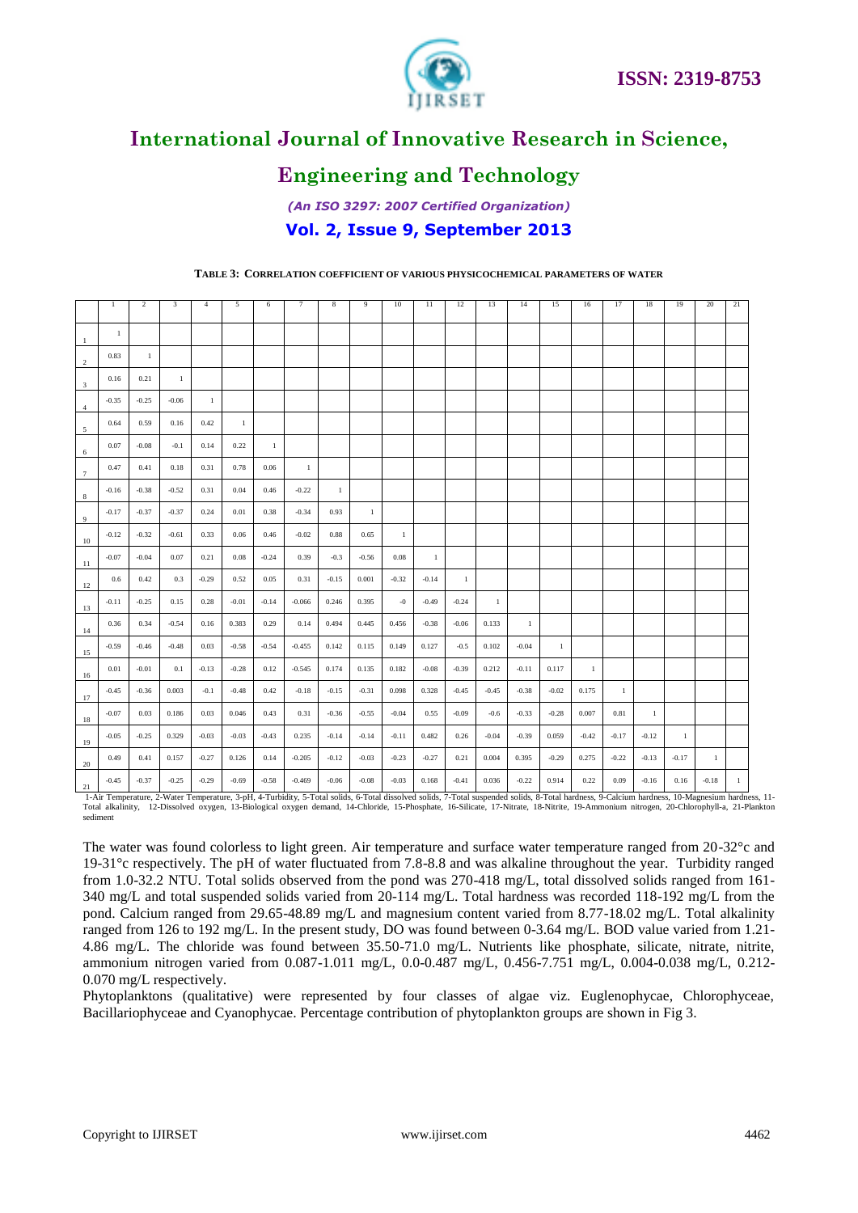**TABLE 3: CORRELATION COEFFICIENT OF VARIOUS PHYSICOCHEMICAL PARAMETERS OF WATER**

| | 1 | 2 | 3 | 4 | 5 | 6 | 7 | 8 | 9 | 10 | 11 | 12 | 13 | 14 | 15 | 16 | 17 | 18 | 19 | 20 | 21 |
|---|---|---|---|---|---|---|---|---|---|---|---|---|---|---|---|---|---|---|---|---|---|
| 1 | 1 | | | | | | | | | | | | | | | | | | | | |
| 2 | 0.83 | 1 | | | | | | | | | | | | | | | | | | | |
| 3 | 0.16 | 0.21 | 1 | | | | | | | | | | | | | | | | | | |
| 4 | -0.35 | -0.25 | -0.06 | 1 | | | | | | | | | | | | | | | | | |
| 5 | 0.64 | 0.59 | 0.16 | 0.42 | 1 | | | | | | | | | | | | | | | | |
| 6 | 0.07 | -0.08 | -0.1 | 0.14 | 0.22 | 1 | | | | | | | | | | | | | | | |
| 7 | 0.47 | 0.41 | 0.18 | 0.31 | 0.78 | 0.06 | 1 | | | | | | | | | | | | | | |
| 8 | -0.16 | -0.38 | -0.52 | 0.31 | 0.04 | 0.46 | -0.22 | 1 | | | | | | | | | | | | | |
| 9 | -0.17 | -0.37 | -0.37 | 0.24 | 0.01 | 0.38 | -0.34 | 0.93 | 1 | | | | | | | | | | | | |
| 10 | -0.12 | -0.32 | -0.61 | 0.33 | 0.06 | 0.46 | -0.02 | 0.88 | 0.65 | 1 | | | | | | | | | | | |
| 11 | -0.07 | -0.04 | 0.07 | 0.21 | 0.08 | -0.24 | 0.39 | -0.3 | -0.56 | 0.08 | 1 | | | | | | | | | | |
| 12 | 0.6 | 0.42 | 0.3 | -0.29 | 0.52 | 0.05 | 0.31 | -0.15 | 0.001 | -0.32 | -0.14 | 1 | | | | | | | | | |
| 13 | -0.11 | -0.25 | 0.15 | 0.28 | -0.01 | -0.14 | -0.066 | 0.246 | 0.395 | -0 | -0.49 | -0.24 | 1 | | | | | | | | |
| 14 | 0.36 | 0.34 | -0.54 | 0.16 | 0.383 | 0.29 | 0.14 | 0.494 | 0.445 | 0.456 | -0.38 | -0.06 | 0.133 | 1 | | | | | | | |
| 15 | -0.59 | -0.46 | -0.48 | 0.03 | -0.58 | -0.54 | -0.455 | 0.142 | 0.115 | 0.149 | 0.127 | -0.5 | 0.102 | -0.04 | 1 | | | | | | |
| 16 | 0.01 | -0.01 | 0.1 | -0.13 | -0.28 | 0.12 | -0.545 | 0.174 | 0.135 | 0.182 | -0.08 | -0.39 | 0.212 | -0.11 | 0.117 | 1 | | | | | |
| 17 | -0.45 | -0.36 | 0.003 | -0.1 | -0.48 | 0.42 | -0.18 | -0.15 | -0.31 | 0.098 | 0.328 | -0.45 | -0.45 | -0.38 | -0.02 | 0.175 | 1 | | | | |
| 18 | -0.07 | 0.03 | 0.186 | 0.03 | 0.046 | 0.43 | 0.31 | -0.36 | -0.55 | -0.04 | 0.55 | -0.09 | -0.6 | -0.33 | -0.28 | 0.007 | 0.81 | 1 | | | |
| 19 | -0.05 | -0.25 | 0.329 | -0.03 | -0.03 | -0.43 | 0.235 | -0.14 | -0.14 | -0.11 | 0.482 | 0.26 | -0.04 | -0.39 | 0.059 | -0.42 | -0.17 | -0.12 | 1 | | |
| 20 | 0.49 | 0.41 | 0.157 | -0.27 | 0.126 | 0.14 | -0.205 | -0.12 | -0.03 | -0.23 | -0.27 | 0.21 | 0.004 | 0.395 | -0.29 | 0.275 | -0.22 | -0.13 | -0.17 | 1 | |
| 21 | -0.45 | -0.37 | -0.25 | -0.29 | -0.69 | -0.58 | -0.469 | -0.06 | -0.08 | -0.03 | 0.168 | -0.41 | 0.036 | -0.22 | 0.914 | 0.22 | 0.09 | -0.16 | 0.16 | -0.18 | 1 |

1-Air Temperature, 2-Water Temperature, 3-pH, 4-Turbidity, 5-Total solids, 6-Total dissolved solids, 7-Total suspended solids, 8-Total hardness, 9-Calcium hardness, 10-Magnesium hardness, 11-Total alkalinity, 12-Dissolved oxygen, 13-Biological oxygen demand, 14-Chloride, 15-Phosphate, 16-Silicate, 17-Nitrate, 18-Nitrite, 19-Ammonium nitrogen, 20-Chlorophyll-a, 21-Plankton sediment

The water was found colorless to light green. Air temperature and surface water temperature ranged from 20-32°c and 19-31°c respectively. The pH of water fluctuated from 7.8-8.8 and was alkaline throughout the year. Turbidity ranged from 1.0-32.2 NTU. Total solids observed from the pond was 270-418 mg/L, total dissolved solids ranged from 161-340 mg/L and total suspended solids varied from 20-114 mg/L. Total hardness was recorded 118-192 mg/L from the pond. Calcium ranged from 29.65-48.89 mg/L and magnesium content varied from 8.77-18.02 mg/L. Total alkalinity ranged from 126 to 192 mg/L. In the present study, DO was found between 0-3.64 mg/L. BOD value varied from 1.21-4.86 mg/L. The chloride was found between 35.50-71.0 mg/L. Nutrients like phosphate, silicate, nitrate, nitrite, ammonium nitrogen varied from 0.087-1.011 mg/L, 0.0-0.487 mg/L, 0.456-7.751 mg/L, 0.004-0.038 mg/L, 0.212-0.070 mg/L respectively.

Phytoplanktons (qualitative) were represented by four classes of algae viz. Euglenophycae, Chlorophyceae, Bacillariophyceae and Cyanophycae. Percentage contribution of phytoplankton groups are shown in Fig 3.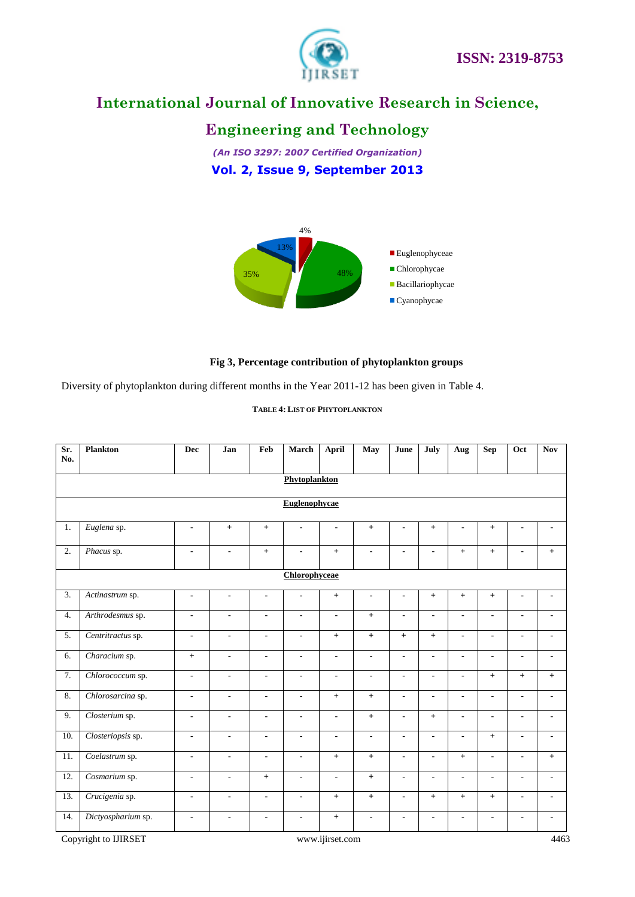4%

13%

35%

48%

- Euglenophyceae
- Chlorophycae
- Bacillariophycae
- Cyanophycae

**Fig 3, Percentage contribution of phytoplankton groups**

Diversity of phytoplankton during different months in the Year 2011-12 has been given in Table 4.

**TABLE 4: LIST OF PHYTOPLANKTON**

| Sr. No. | Plankton | Dec | Jan | Feb | March | April | May | June | July | Aug | Sep | Oct | Nov |
|---|---|---|---|---|---|---|---|---|---|---|---|---|---|
| | | | | | | **Phytoplankton** | | | | | | | |
| | | | | | | **Euglenophycae** | | | | | | | |
| 1. | *Euglena* sp. | - | + | + | - | - | + | - | + | - | + | - | - |
| 2. | *Phacus* sp. | - | - | + | - | + | - | - | - | + | + | - | + |
| | | | | | | **Chlorophyceae** | | | | | | | |
| 3. | *Actinastrum* sp. | - | - | - | - | + | - | - | + | + | + | - | - |
| 4. | *Arthrodesmus* sp. | - | - | - | - | - | + | - | - | - | - | - | - |
| 5. | *Centritractus* sp. | - | - | - | - | + | + | + | + | - | - | - | - |
| 6. | *Characium* sp. | + | - | - | - | - | - | - | - | - | - | - | - |
| 7. | *Chlorococcum* sp. | - | - | - | - | - | - | - | - | - | + | + | + |
| 8. | *Chlorosarcina* sp. | - | - | - | - | + | + | - | - | - | - | - | - |
| 9. | *Closterium* sp. | - | - | - | - | - | + | - | + | - | - | - | - |
| 10. | *Closteriopsis* sp. | - | - | - | - | - | - | - | - | - | + | - | - |
| 11. | *Coelastrum* sp. | - | - | - | - | + | + | - | - | + | - | - | + |
| 12. | *Cosmarium* sp. | - | - | + | - | - | + | - | - | - | - | - | - |
| 13. | *Crucigenia* sp. | - | - | - | - | + | + | - | + | + | + | - | - |
| 14. | *Dictyospharium* sp. | - | - | - | - | + | - | - | - | - | - | - | - |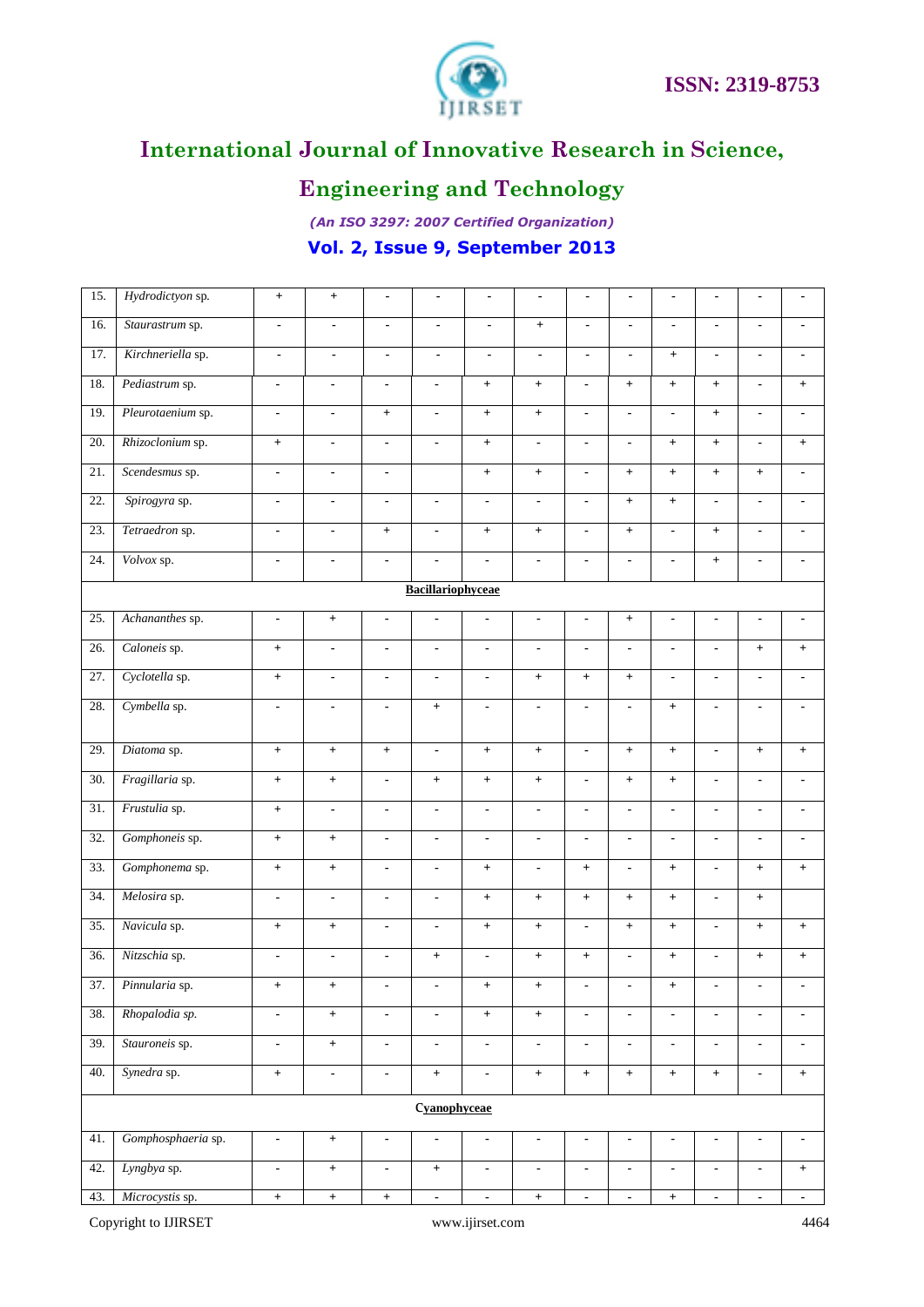| 15. | *Hydrodictyon* sp. | + | + | - | - | - | - | - | - | - | - | - | - |
|---|---|---|---|---|---|---|---|---|---|---|---|---|---|
| 16. | *Staurastrum* sp. | - | - | - | - | - | + | - | - | - | - | - | - |
| 17. | *Kirchneriella* sp. | - | - | - | - | - | - | - | - | + | - | - | - |
| 18. | *Pediastrum* sp. | - | - | - | - | + | + | - | + | + | + | - | + |
| 19. | *Pleurotaenium* sp. | - | - | + | - | + | + | - | - | - | + | - | - |
| 20. | *Rhizoclonium* sp. | + | - | - | - | + | - | - | - | + | + | - | + |
| 21. | *Scendesmus* sp. | - | - | - | | + | + | - | + | + | + | + | - |
| 22. | *Spirogyra* sp. | - | - | - | - | - | - | - | + | + | - | - | - |
| 23. | *Tetraedron* sp. | - | - | + | - | + | + | - | + | - | + | - | - |
| 24. | *Volvox* sp. | - | - | - | - | - | - | - | - | - | + | - | - |
| | | | | | **Bacillariophyceae** | | | | | | | | |
| 25. | *Achananthes* sp. | - | + | - | - | - | - | - | + | - | - | - | - |
| 26. | *Caloneis* sp. | + | - | - | - | - | - | - | - | - | - | + | + |
| 27. | *Cyclotella* sp. | + | - | - | - | - | + | + | + | - | - | - | - |
| 28. | *Cymbella* sp. | - | - | - | + | - | - | - | - | + | - | - | - |
| 29. | *Diatoma* sp. | + | + | + | - | + | + | - | + | + | - | + | + |
| 30. | *Fragillaria* sp. | + | + | - | + | + | + | - | + | + | - | - | - |
| 31. | *Frustulia* sp. | + | - | - | - | - | - | - | - | - | - | - | - |
| 32. | *Gomphoneis* sp. | + | + | - | - | - | - | - | - | - | - | - | - |
| 33. | *Gomphonema* sp. | + | + | - | - | + | - | + | - | + | - | + | + |
| 34. | *Melosira* sp. | - | - | - | - | + | + | + | + | + | - | + | |
| 35. | *Navicula* sp. | + | + | - | - | + | + | - | + | + | - | + | + |
| 36. | *Nitzschia* sp. | - | - | - | + | - | + | + | - | + | - | + | + |
| 37. | *Pinnularia* sp. | + | + | - | - | + | + | - | - | + | - | - | - |
| 38. | *Rhopalodia sp.* | - | + | - | - | + | + | - | - | - | - | - | - |
| 39. | *Stauroneis* sp. | - | + | - | - | - | - | - | - | - | - | - | - |
| 40. | *Synedra* sp. | + | - | - | + | - | + | + | + | + | + | - | + |
| | | | | | **Cyanophyceae** | | | | | | | | |
| 41. | *Gomphosphaeria* sp. | - | + | - | - | - | - | - | - | - | - | - | - |
| 42. | *Lyngbya* sp. | - | + | - | + | - | - | - | - | - | - | - | + |
| 43. | *Microcystis* sp. | + | + | + | - | - | + | - | - | + | - | - | - |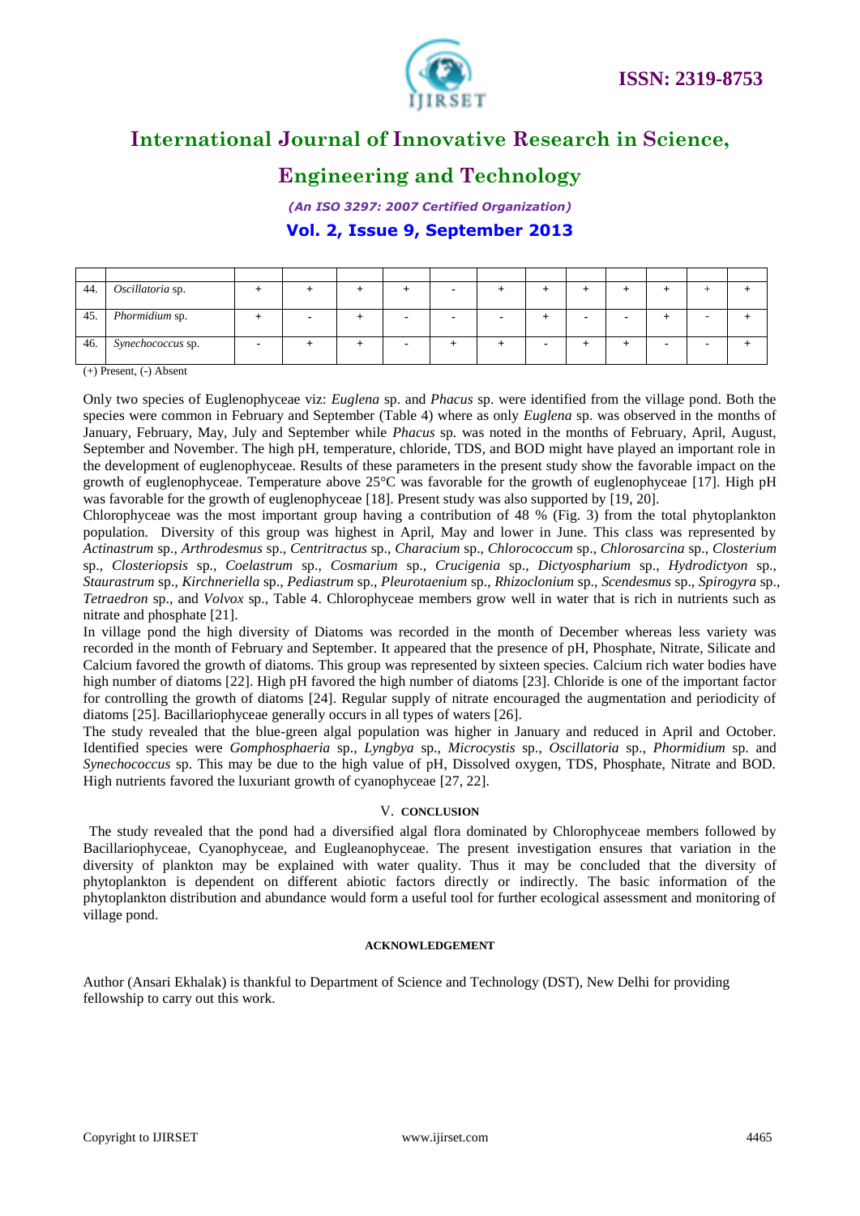| | | | | | | | | | | | | | |
|---|---|---|---|---|---|---|---|---|---|---|---|---|---|
| 44. | *Oscillatoria* sp. | + | + | + | + | - | + | + | + | + | + | + | + |
| 45. | *Phormidium* sp. | + | - | + | - | - | - | + | - | - | + | - | + |
| 46. | *Synechococcus* sp. | - | + | + | - | + | + | - | + | + | - | - | + |

(+) Present, (-) Absent

Only two species of Euglenophyceae viz: *Euglena* sp. and *Phacus* sp. were identified from the village pond. Both the species were common in February and September (Table 4) where as only *Euglena* sp. was observed in the months of January, February, May, July and September while *Phacus* sp. was noted in the months of February, April, August, September and November. The high pH, temperature, chloride, TDS, and BOD might have played an important role in the development of euglenophyceae. Results of these parameters in the present study show the favorable impact on the growth of euglenophyceae. Temperature above 25°C was favorable for the growth of euglenophyceae [17]. High pH was favorable for the growth of euglenophyceae [18]. Present study was also supported by [19, 20].

Chlorophyceae was the most important group having a contribution of 48 % (Fig. 3) from the total phytoplankton population. Diversity of this group was highest in April, May and lower in June. This class was represented by *Actinastrum* sp., *Arthrodesmus* sp., *Centritractus* sp., *Characium* sp., *Chlorococcum* sp., *Chlorosarcina* sp., *Closterium* sp., *Closteriopsis* sp., *Coelastrum* sp., *Cosmarium* sp., *Crucigenia* sp., *Dictyospharium* sp., *Hydrodictyon* sp., *Staurastrum* sp., *Kirchneriella* sp., *Pediastrum* sp., *Pleurotaenium* sp., *Rhizoclonium* sp., *Scendesmus* sp., *Spirogyra* sp., *Tetraedron* sp., and *Volvox* sp., Table 4. Chlorophyceae members grow well in water that is rich in nutrients such as nitrate and phosphate [21].

In village pond the high diversity of Diatoms was recorded in the month of December whereas less variety was recorded in the month of February and September. It appeared that the presence of pH, Phosphate, Nitrate, Silicate and Calcium favored the growth of diatoms. This group was represented by sixteen species. Calcium rich water bodies have high number of diatoms [22]. High pH favored the high number of diatoms [23]. Chloride is one of the important factor for controlling the growth of diatoms [24]. Regular supply of nitrate encouraged the augmentation and periodicity of diatoms [25]. Bacillariophyceae generally occurs in all types of waters [26].

The study revealed that the blue-green algal population was higher in January and reduced in April and October. Identified species were *Gomphosphaeria* sp., *Lyngbya* sp., *Microcystis* sp., *Oscillatoria* sp., *Phormidium* sp. and *Synechococcus* sp. This may be due to the high value of pH, Dissolved oxygen, TDS, Phosphate, Nitrate and BOD. High nutrients favored the luxuriant growth of cyanophyceae [27, 22].

## V. CONCLUSION

The study revealed that the pond had a diversified algal flora dominated by Chlorophyceae members followed by Bacillariophyceae, Cyanophyceae, and Eugleanophyceae. The present investigation ensures that variation in the diversity of plankton may be explained with water quality. Thus it may be concluded that the diversity of phytoplankton is dependent on different abiotic factors directly or indirectly. The basic information of the phytoplankton distribution and abundance would form a useful tool for further ecological assessment and monitoring of village pond.

## ACKNOWLEDGEMENT

Author (Ansari Ekhalak) is thankful to Department of Science and Technology (DST), New Delhi for providing fellowship to carry out this work.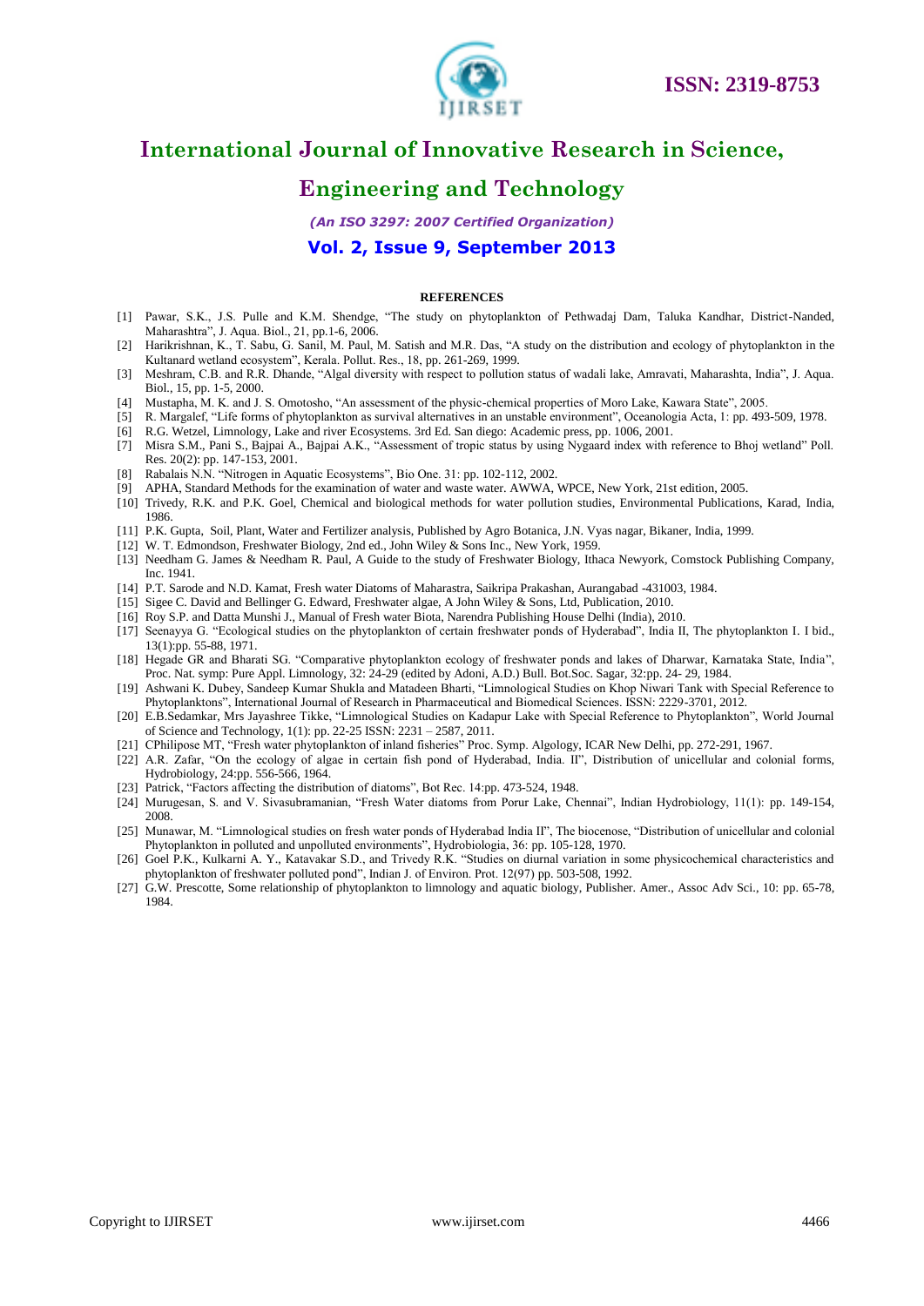## REFERENCES

[1] Pawar, S.K., J.S. Pulle and K.M. Shendge, "The study on phytoplankton of Pethwadaj Dam, Taluka Kandhar, District-Nanded, Maharashtra", J. Aqua. Biol., 21, pp.1-6, 2006.

[2] Harikrishnan, K., T. Sabu, G. Sanil, M. Paul, M. Satish and M.R. Das, "A study on the distribution and ecology of phytoplankton in the Kultanard wetland ecosystem", Kerala. Pollut. Res., 18, pp. 261-269, 1999.

[3] Meshram, C.B. and R.R. Dhande, "Algal diversity with respect to pollution status of wadali lake, Amravati, Maharashta, India", J. Aqua. Biol., 15, pp. 1-5, 2000.

[4] Mustapha, M. K. and J. S. Omotosho, "An assessment of the physic-chemical properties of Moro Lake, Kawara State", 2005.

[5] R. Margalef, "Life forms of phytoplankton as survival alternatives in an unstable environment", Oceanologia Acta, 1: pp. 493-509, 1978.

[6] R.G. Wetzel, Limnology, Lake and river Ecosystems. 3rd Ed. San diego: Academic press, pp. 1006, 2001.

[7] Misra S.M., Pani S., Bajpai A., Bajpai A.K., "Assessment of tropic status by using Nygaard index with reference to Bhoj wetland" Poll. Res. 20(2): pp. 147-153, 2001.

[8] Rabalais N.N. "Nitrogen in Aquatic Ecosystems", Bio One. 31: pp. 102-112, 2002.

[9] APHA, Standard Methods for the examination of water and waste water. AWWA, WPCE, New York, 21st edition, 2005.

[10] Trivedy, R.K. and P.K. Goel, Chemical and biological methods for water pollution studies, Environmental Publications, Karad, India, 1986.

[11] P.K. Gupta, Soil, Plant, Water and Fertilizer analysis, Published by Agro Botanica, J.N. Vyas nagar, Bikaner, India, 1999.

[12] W. T. Edmondson, Freshwater Biology, 2nd ed., John Wiley & Sons Inc., New York, 1959.

[13] Needham G. James & Needham R. Paul, A Guide to the study of Freshwater Biology, Ithaca Newyork, Comstock Publishing Company, Inc. 1941.

[14] P.T. Sarode and N.D. Kamat, Fresh water Diatoms of Maharastra, Saikripa Prakashan, Aurangabad -431003, 1984.

[15] Sigee C. David and Bellinger G. Edward, Freshwater algae, A John Wiley & Sons, Ltd, Publication, 2010.

[16] Roy S.P. and Datta Munshi J., Manual of Fresh water Biota, Narendra Publishing House Delhi (India), 2010.

[17] Seenayya G. "Ecological studies on the phytoplankton of certain freshwater ponds of Hyderabad", India II, The phytoplankton I. I bid., 13(1):pp. 55-88, 1971.

[18] Hegade GR and Bharati SG. "Comparative phytoplankton ecology of freshwater ponds and lakes of Dharwar, Karnataka State, India", Proc. Nat. symp: Pure Appl. Limnology, 32: 24-29 (edited by Adoni, A.D.) Bull. Bot.Soc. Sagar, 32:pp. 24- 29, 1984.

[19] Ashwani K. Dubey, Sandeep Kumar Shukla and Matadeen Bharti, "Limnological Studies on Khop Niwari Tank with Special Reference to Phytoplanktons", International Journal of Research in Pharmaceutical and Biomedical Sciences. ISSN: 2229-3701, 2012.

[20] E.B.Sedamkar, Mrs Jayashree Tikke, "Limnological Studies on Kadapur Lake with Special Reference to Phytoplankton", World Journal of Science and Technology, 1(1): pp. 22-25 ISSN: 2231 – 2587, 2011.

[21] CPhilipose MT, "Fresh water phytoplankton of inland fisheries" Proc. Symp. Algology, ICAR New Delhi, pp. 272-291, 1967.

[22] A.R. Zafar, "On the ecology of algae in certain fish pond of Hyderabad, India. II", Distribution of unicellular and colonial forms, Hydrobiology, 24:pp. 556-566, 1964.

[23] Patrick, "Factors affecting the distribution of diatoms", Bot Rec. 14:pp. 473-524, 1948.

[24] Murugesan, S. and V. Sivasubramanian, "Fresh Water diatoms from Porur Lake, Chennai", Indian Hydrobiology, 11(1): pp. 149-154, 2008.

[25] Munawar, M. "Limnological studies on fresh water ponds of Hyderabad India II", The biocenose, "Distribution of unicellular and colonial Phytoplankton in polluted and unpolluted environments", Hydrobiologia, 36: pp. 105-128, 1970.

[26] Goel P.K., Kulkarni A. Y., Katavakar S.D., and Trivedy R.K. "Studies on diurnal variation in some physicochemical characteristics and phytoplankton of freshwater polluted pond", Indian J. of Environ. Prot. 12(97) pp. 503-508, 1992.

[27] G.W. Prescotte, Some relationship of phytoplankton to limnology and aquatic biology, Publisher. Amer., Assoc Adv Sci., 10: pp. 65-78, 1984.